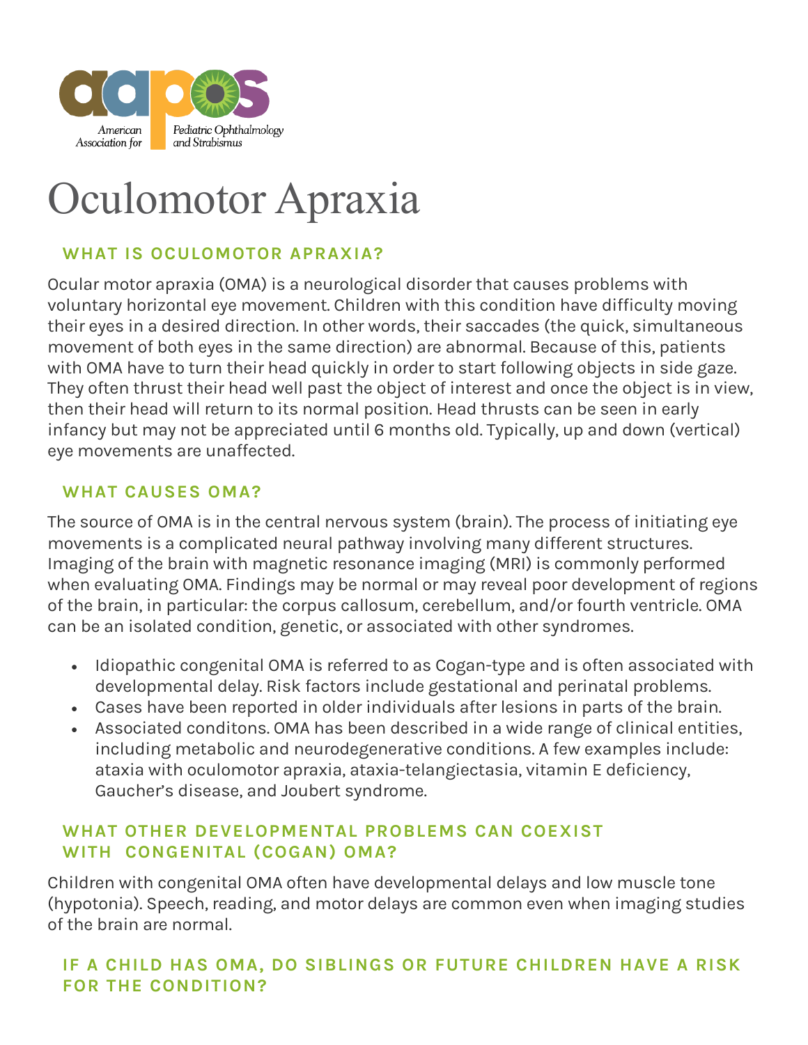American Association for Pediatric Ophthalmology and Strabismus

# Oculomotor Apraxia

## WHAT IS OCULOMOTOR APRAXIA?

Ocular motor apraxia (OMA) is a neurological disorder that causes problems with voluntary horizontal eye movement. Children with this condition have difficulty moving their eyes in a desired direction. In other words, their saccades (the quick, simultaneous movement of both eyes in the same direction) are abnormal. Because of this, patients with OMA have to turn their head quickly in order to start following objects in side gaze. They often thrust their head well past the object of interest and once the object is in view, then their head will return to its normal position. Head thrusts can be seen in early infancy but may not be appreciated until 6 months old. Typically, up and down (vertical) eye movements are unaffected.

## WHAT CAUSES OMA?

The source of OMA is in the central nervous system (brain). The process of initiating eye movements is a complicated neural pathway involving many different structures. Imaging of the brain with magnetic resonance imaging (MRI) is commonly performed when evaluating OMA. Findings may be normal or may reveal poor development of regions of the brain, in particular: the corpus callosum, cerebellum, and/or fourth ventricle. OMA can be an isolated condition, genetic, or associated with other syndromes.

- Idiopathic congenital OMA is referred to as Cogan-type and is often associated with developmental delay. Risk factors include gestational and perinatal problems.
- Cases have been reported in older individuals after lesions in parts of the brain.
- Associated conditons. OMA has been described in a wide range of clinical entities, including metabolic and neurodegenerative conditions. A few examples include: ataxia with oculomotor apraxia, ataxia-telangiectasia, vitamin E deficiency, Gaucher's disease, and Joubert syndrome.

## WHAT OTHER DEVELOPMENTAL PROBLEMS CAN COEXIST WITH CONGENITAL (COGAN) OMA?

Children with congenital OMA often have developmental delays and low muscle tone (hypotonia). Speech, reading, and motor delays are common even when imaging studies of the brain are normal.

## IF A CHILD HAS OMA, DO SIBLINGS OR FUTURE CHILDREN HAVE A RISK FOR THE CONDITION?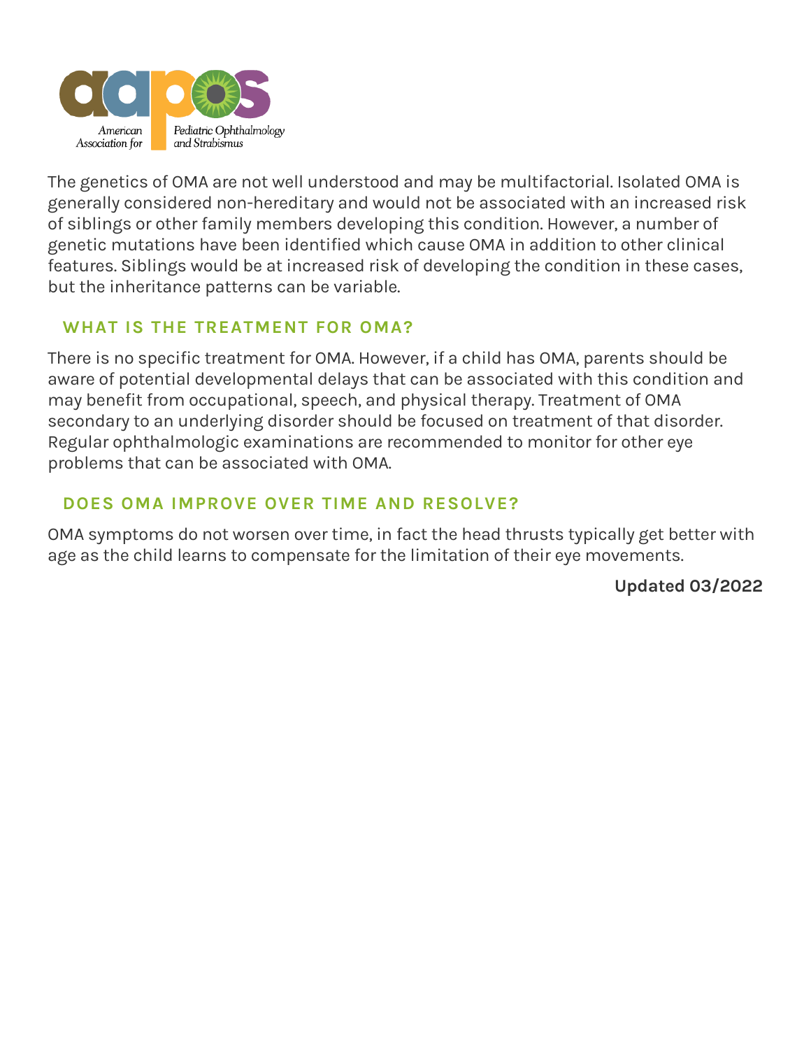The genetics of OMA are not well understood and may be multifactorial. Isolated OMA is generally considered non-hereditary and would not be associated with an increased risk of siblings or other family members developing this condition. However, a number of genetic mutations have been identified which cause OMA in addition to other clinical features. Siblings would be at increased risk of developing the condition in these cases, but the inheritance patterns can be variable.

## WHAT IS THE TREATMENT FOR OMA?

There is no specific treatment for OMA. However, if a child has OMA, parents should be aware of potential developmental delays that can be associated with this condition and may benefit from occupational, speech, and physical therapy. Treatment of OMA secondary to an underlying disorder should be focused on treatment of that disorder. Regular ophthalmologic examinations are recommended to monitor for other eye problems that can be associated with OMA.

## DOES OMA IMPROVE OVER TIME AND RESOLVE?

OMA symptoms do not worsen over time, in fact the head thrusts typically get better with age as the child learns to compensate for the limitation of their eye movements.

**Updated 03/2022**